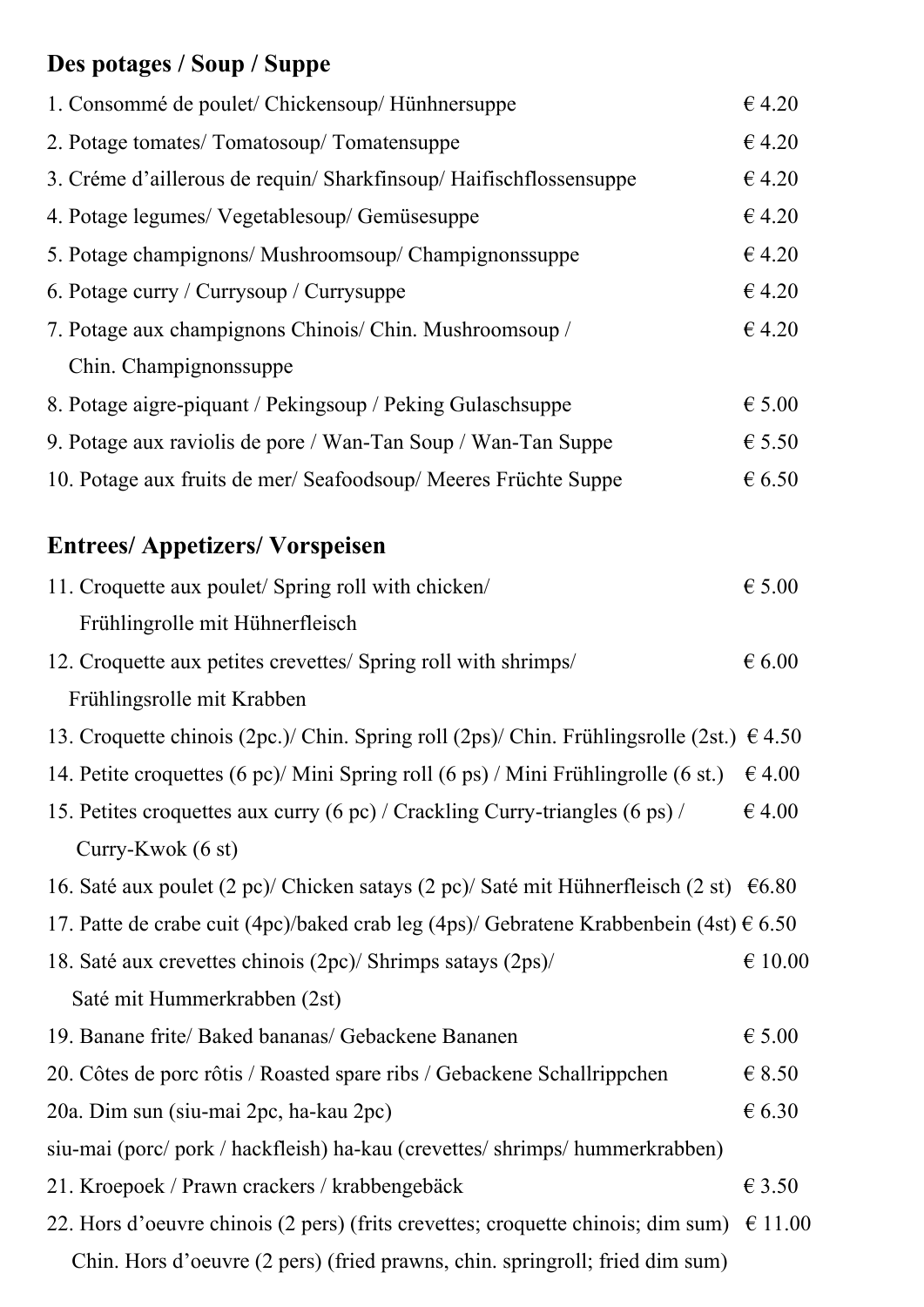## Des potages / Soup / Suppe

| | |
|---|---|
| 1. Consommé de poulet/ Chickensoup/ Hünhnersuppe | € 4.20 |
| 2. Potage tomates/ Tomatosoup/ Tomatensuppe | € 4.20 |
| 3. Créme d'aillerous de requin/ Sharkfinsoup/ Haifischflossensuppe | € 4.20 |
| 4. Potage legumes/ Vegetablesoup/ Gemüsesuppe | € 4.20 |
| 5. Potage champignons/ Mushroomsoup/ Champignonssuppe | € 4.20 |
| 6. Potage curry / Currysoup / Currysuppe | € 4.20 |
| 7. Potage aux champignons Chinois/ Chin. Mushroomsoup / Chin. Champignonssuppe | € 4.20 |
| 8. Potage aigre-piquant / Pekingsoup / Peking Gulaschsuppe | € 5.00 |
| 9. Potage aux raviolis de pore / Wan-Tan Soup / Wan-Tan Suppe | € 5.50 |
| 10. Potage aux fruits de mer/ Seafoodsoup/ Meeres Früchte Suppe | € 6.50 |

## Entrees/ Appetizers/ Vorspeisen

| | |
|---|---|
| 11. Croquette aux poulet/ Spring roll with chicken/ Frühlingrolle mit Hühnerfleisch | € 5.00 |
| 12. Croquette aux petites crevettes/ Spring roll with shrimps/ Frühlingsrolle mit Krabben | € 6.00 |
| 13. Croquette chinois (2pc.)/ Chin. Spring roll (2ps)/ Chin. Frühlingsrolle (2st.) | € 4.50 |
| 14. Petite croquettes (6 pc)/ Mini Spring roll (6 ps) / Mini Frühlingrolle (6 st.) | € 4.00 |
| 15. Petites croquettes aux curry (6 pc) / Crackling Curry-triangles (6 ps) / Curry-Kwok (6 st) | € 4.00 |
| 16. Saté aux poulet (2 pc)/ Chicken satays (2 pc)/ Saté mit Hühnerfleisch (2 st) | €6.80 |
| 17. Patte de crabe cuit (4pc)/baked crab leg (4ps)/ Gebratene Krabbenbein (4st) | € 6.50 |
| 18. Saté aux crevettes chinois (2pc)/ Shrimps satays (2ps)/ Saté mit Hummerkrabben (2st) | € 10.00 |
| 19. Banane frite/ Baked bananas/ Gebackene Bananen | € 5.00 |
| 20. Côtes de porc rôtis / Roasted spare ribs / Gebackene Schallrippchen | € 8.50 |
| 20a. Dim sun (siu-mai 2pc, ha-kau 2pc) siu-mai (porc/ pork / hackfleish) ha-kau (crevettes/ shrimps/ hummerkrabben) | € 6.30 |
| 21. Kroepoek / Prawn crackers / krabbengebäck | € 3.50 |
| 22. Hors d'oeuvre chinois (2 pers) (frits crevettes; croquette chinois; dim sum) Chin. Hors d'oeuvre (2 pers) (fried prawns, chin. springroll; fried dim sum) | € 11.00 |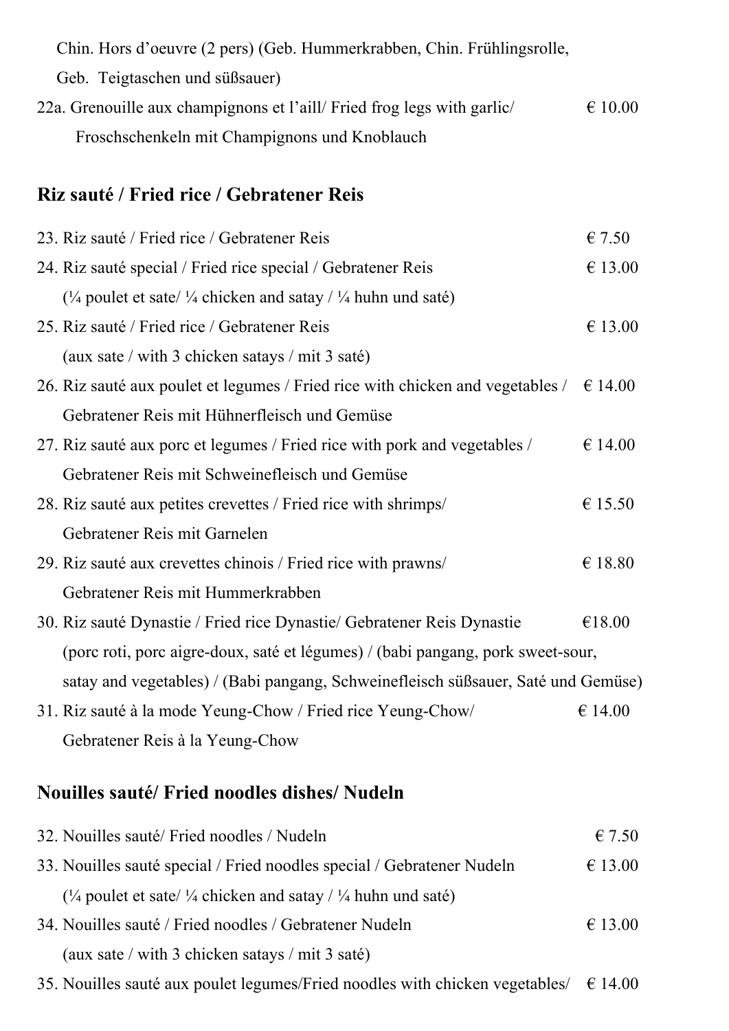Chin. Hors d'oeuvre (2 pers) (Geb. Hummerkrabben, Chin. Frühlingsrolle, Geb. Teigtaschen und süßsauer)

22a. Grenouille aux champignons et l'aill/ Fried frog legs with garlic/ Froschschenkeln mit Champignons und Knoblauch € 10.00

## Riz sauté / Fried rice / Gebratener Reis

23. Riz sauté / Fried rice / Gebratener Reis € 7.50
24. Riz sauté special / Fried rice special / Gebratener Reis € 13.00
    (¼ poulet et sate/ ¼ chicken and satay / ¼ huhn und saté)
25. Riz sauté / Fried rice / Gebratener Reis € 13.00
    (aux sate / with 3 chicken satays / mit 3 saté)
26. Riz sauté aux poulet et legumes / Fried rice with chicken and vegetables / Gebratener Reis mit Hühnerfleisch und Gemüse € 14.00
27. Riz sauté aux porc et legumes / Fried rice with pork and vegetables / Gebratener Reis mit Schweinefleisch und Gemüse € 14.00
28. Riz sauté aux petites crevettes / Fried rice with shrimps/ Gebratener Reis mit Garnelen € 15.50
29. Riz sauté aux crevettes chinois / Fried rice with prawns/ Gebratener Reis mit Hummerkrabben € 18.80
30. Riz sauté Dynastie / Fried rice Dynastie/ Gebratener Reis Dynastie €18.00
    (porc roti, porc aigre-doux, saté et légumes) / (babi pangang, pork sweet-sour, satay and vegetables) / (Babi pangang, Schweinefleisch süßsauer, Saté und Gemüse)
31. Riz sauté à la mode Yeung-Chow / Fried rice Yeung-Chow/ Gebratener Reis à la Yeung-Chow € 14.00

## Nouilles sauté/ Fried noodles dishes/ Nudeln

32. Nouilles sauté/ Fried noodles / Nudeln € 7.50
33. Nouilles sauté special / Fried noodles special / Gebratener Nudeln € 13.00
    (¼ poulet et sate/ ¼ chicken and satay / ¼ huhn und saté)
34. Nouilles sauté / Fried noodles / Gebratener Nudeln € 13.00
    (aux sate / with 3 chicken satays / mit 3 saté)
35. Nouilles sauté aux poulet legumes/Fried noodles with chicken vegetables/ € 14.00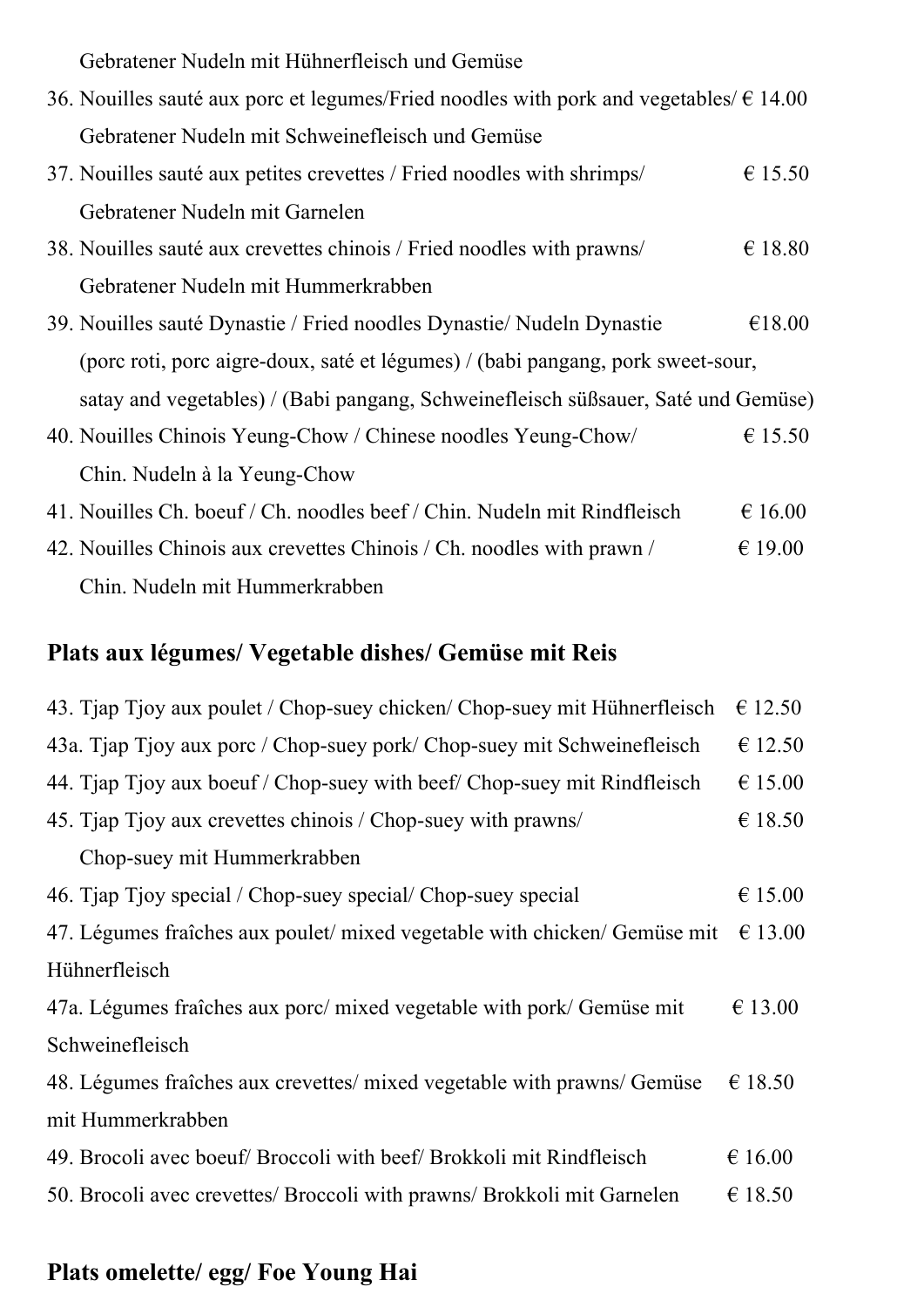Gebratener Nudeln mit Hühnerfleisch und Gemüse

36. Nouilles sauté aux porc et legumes/Fried noodles with pork and vegetables/ € 14.00
    Gebratener Nudeln mit Schweinefleisch und Gemüse
37. Nouilles sauté aux petites crevettes / Fried noodles with shrimps/ € 15.50
    Gebratener Nudeln mit Garnelen
38. Nouilles sauté aux crevettes chinois / Fried noodles with prawns/ € 18.80
    Gebratener Nudeln mit Hummerkrabben
39. Nouilles sauté Dynastie / Fried noodles Dynastie/ Nudeln Dynastie €18.00
    (porc roti, porc aigre-doux, saté et légumes) / (babi pangang, pork sweet-sour, satay and vegetables) / (Babi pangang, Schweinefleisch süßsauer, Saté und Gemüse)
40. Nouilles Chinois Yeung-Chow / Chinese noodles Yeung-Chow/ € 15.50
    Chin. Nudeln à la Yeung-Chow
41. Nouilles Ch. boeuf / Ch. noodles beef / Chin. Nudeln mit Rindfleisch € 16.00
42. Nouilles Chinois aux crevettes Chinois / Ch. noodles with prawn / € 19.00
    Chin. Nudeln mit Hummerkrabben

## Plats aux légumes/ Vegetable dishes/ Gemüse mit Reis

43. Tjap Tjoy aux poulet / Chop-suey chicken/ Chop-suey mit Hühnerfleisch € 12.50

43a. Tjap Tjoy aux porc / Chop-suey pork/ Chop-suey mit Schweinefleisch € 12.50

44. Tjap Tjoy aux boeuf / Chop-suey with beef/ Chop-suey mit Rindfleisch € 15.00

45. Tjap Tjoy aux crevettes chinois / Chop-suey with prawns/ € 18.50
    Chop-suey mit Hummerkrabben

46. Tjap Tjoy special / Chop-suey special/ Chop-suey special € 15.00

47. Légumes fraîches aux poulet/ mixed vegetable with chicken/ Gemüse mit Hühnerfleisch € 13.00

47a. Légumes fraîches aux porc/ mixed vegetable with pork/ Gemüse mit Schweinefleisch € 13.00

48. Légumes fraîches aux crevettes/ mixed vegetable with prawns/ Gemüse mit Hummerkrabben € 18.50

49. Brocoli avec boeuf/ Broccoli with beef/ Brokkoli mit Rindfleisch € 16.00

50. Brocoli avec crevettes/ Broccoli with prawns/ Brokkoli mit Garnelen € 18.50

## Plats omelette/ egg/ Foe Young Hai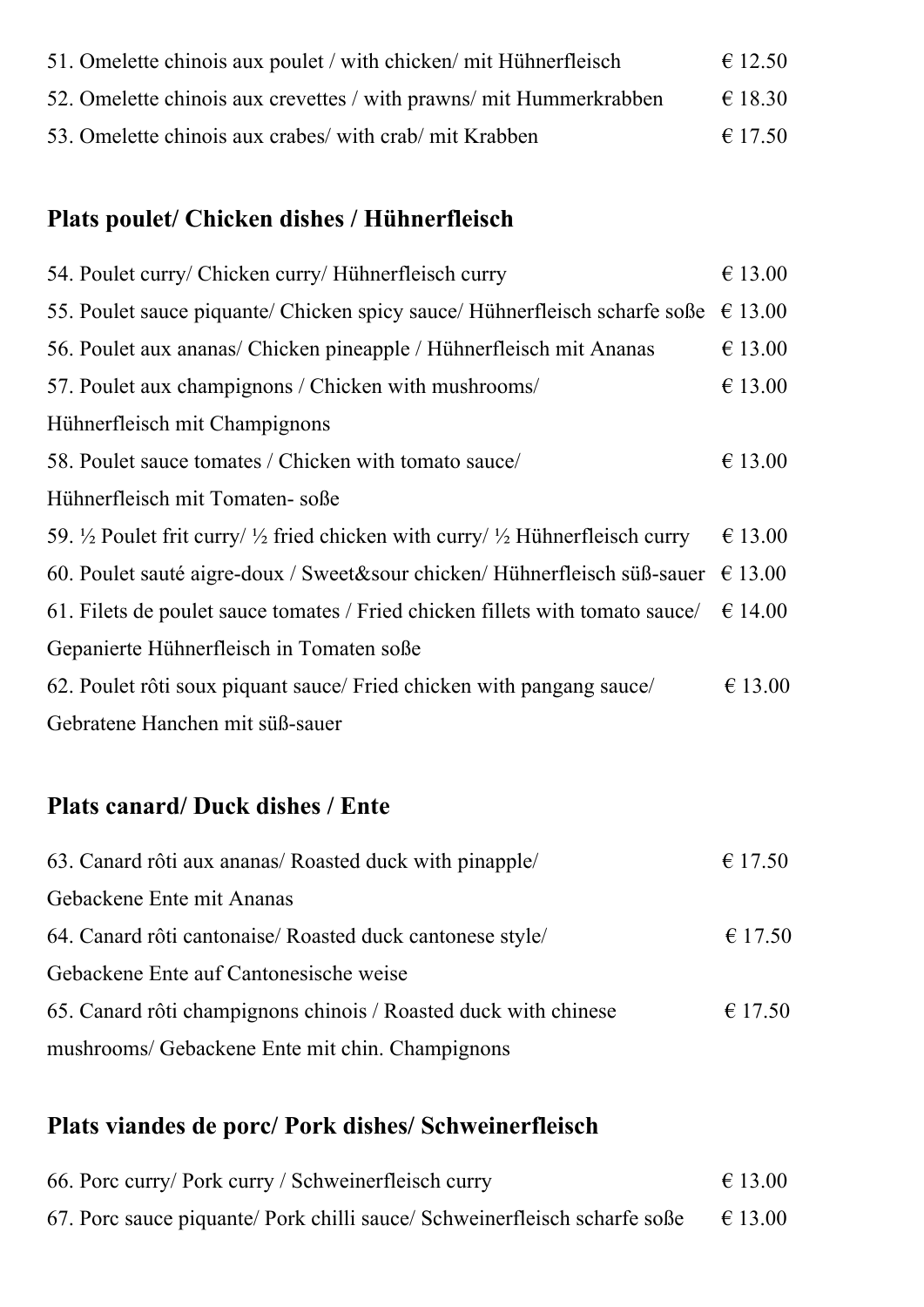51. Omelette chinois aux poulet / with chicken/ mit Hühnerfleisch € 12.50

52. Omelette chinois aux crevettes / with prawns/ mit Hummerkrabben € 18.30

53. Omelette chinois aux crabes/ with crab/ mit Krabben € 17.50

## Plats poulet/ Chicken dishes / Hühnerfleisch

54. Poulet curry/ Chicken curry/ Hühnerfleisch curry € 13.00

55. Poulet sauce piquante/ Chicken spicy sauce/ Hühnerfleisch scharfe soße € 13.00

56. Poulet aux ananas/ Chicken pineapple / Hühnerfleisch mit Ananas € 13.00

57. Poulet aux champignons / Chicken with mushrooms/ Hühnerfleisch mit Champignons € 13.00

58. Poulet sauce tomates / Chicken with tomato sauce/ Hühnerfleisch mit Tomaten- soße € 13.00

59. ½ Poulet frit curry/ ½ fried chicken with curry/ ½ Hühnerfleisch curry € 13.00

60. Poulet sauté aigre-doux / Sweet&sour chicken/ Hühnerfleisch süß-sauer € 13.00

61. Filets de poulet sauce tomates / Fried chicken fillets with tomato sauce/ Gepanierte Hühnerfleisch in Tomaten soße € 14.00

62. Poulet rôti soux piquant sauce/ Fried chicken with pangang sauce/ Gebratene Hanchen mit süß-sauer € 13.00

## Plats canard/ Duck dishes / Ente

63. Canard rôti aux ananas/ Roasted duck with pinapple/ Gebackene Ente mit Ananas € 17.50

64. Canard rôti cantonaise/ Roasted duck cantonese style/ Gebackene Ente auf Cantonesische weise € 17.50

65. Canard rôti champignons chinois / Roasted duck with chinese mushrooms/ Gebackene Ente mit chin. Champignons € 17.50

## Plats viandes de porc/ Pork dishes/ Schweinerfleisch

66. Porc curry/ Pork curry / Schweinerfleisch curry € 13.00

67. Porc sauce piquante/ Pork chilli sauce/ Schweinerfleisch scharfe soße € 13.00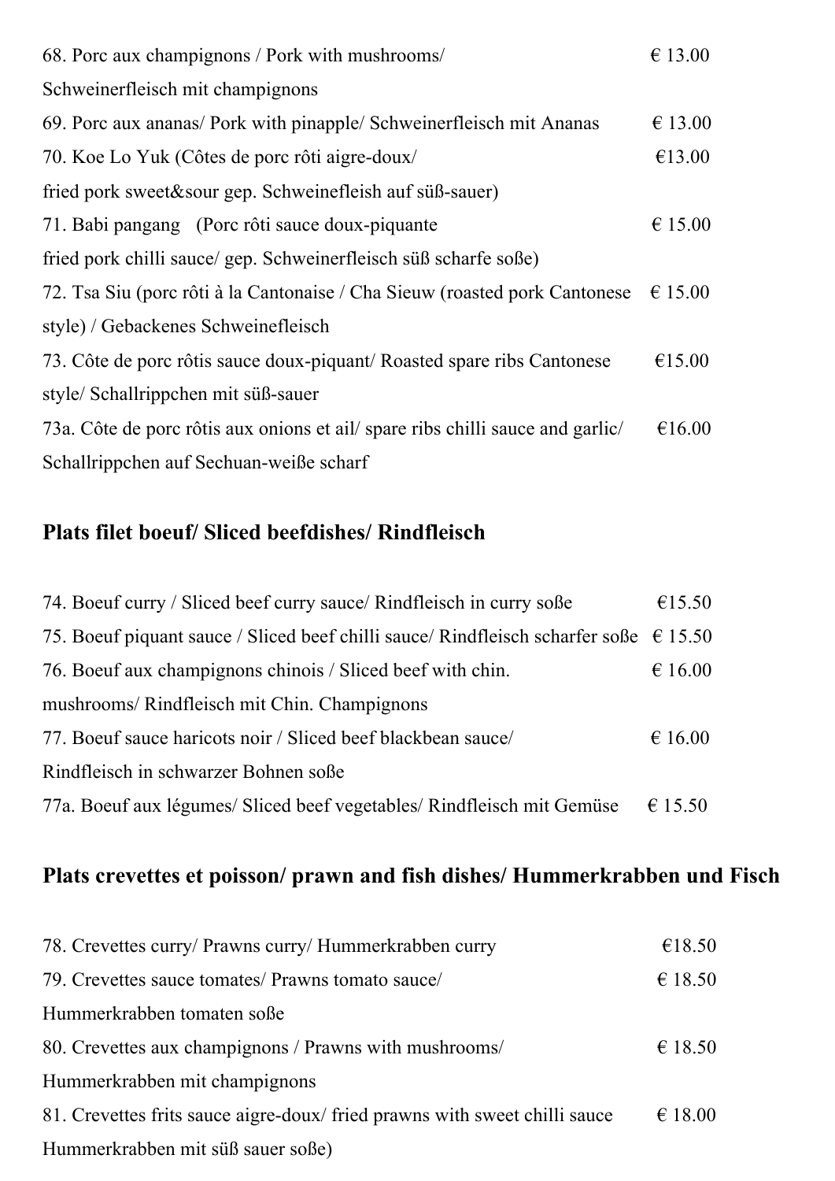68. Porc aux champignons / Pork with mushrooms/ Schweinerfleisch mit champignons € 13.00

69. Porc aux ananas/ Pork with pinapple/ Schweinerfleisch mit Ananas € 13.00

70. Koe Lo Yuk (Côtes de porc rôti aigre-doux/ fried pork sweet&sour gep. Schweinefleish auf süß-sauer) €13.00

71. Babi pangang (Porc rôti sauce doux-piquante fried pork chilli sauce/ gep. Schweinerfleisch süß scharfe soße) € 15.00

72. Tsa Siu (porc rôti à la Cantonaise / Cha Sieuw (roasted pork Cantonese style) / Gebackenes Schweinefleisch € 15.00

73. Côte de porc rôtis sauce doux-piquant/ Roasted spare ribs Cantonese style/ Schallrippchen mit süß-sauer €15.00

73a. Côte de porc rôtis aux onions et ail/ spare ribs chilli sauce and garlic/ Schallrippchen auf Sechuan-weiße scharf €16.00

## Plats filet boeuf/ Sliced beefdishes/ Rindfleisch

74. Boeuf curry / Sliced beef curry sauce/ Rindfleisch in curry soße €15.50

75. Boeuf piquant sauce / Sliced beef chilli sauce/ Rindfleisch scharfer soße € 15.50

76. Boeuf aux champignons chinois / Sliced beef with chin. mushrooms/ Rindfleisch mit Chin. Champignons € 16.00

77. Boeuf sauce haricots noir / Sliced beef blackbean sauce/ Rindfleisch in schwarzer Bohnen soße € 16.00

77a. Boeuf aux légumes/ Sliced beef vegetables/ Rindfleisch mit Gemüse € 15.50

## Plats crevettes et poisson/ prawn and fish dishes/ Hummerkrabben und Fisch

78. Crevettes curry/ Prawns curry/ Hummerkrabben curry €18.50

79. Crevettes sauce tomates/ Prawns tomato sauce/ Hummerkrabben tomaten soße € 18.50

80. Crevettes aux champignons / Prawns with mushrooms/ Hummerkrabben mit champignons € 18.50

81. Crevettes frits sauce aigre-doux/ fried prawns with sweet chilli sauce Hummerkrabben mit süß sauer soße) € 18.00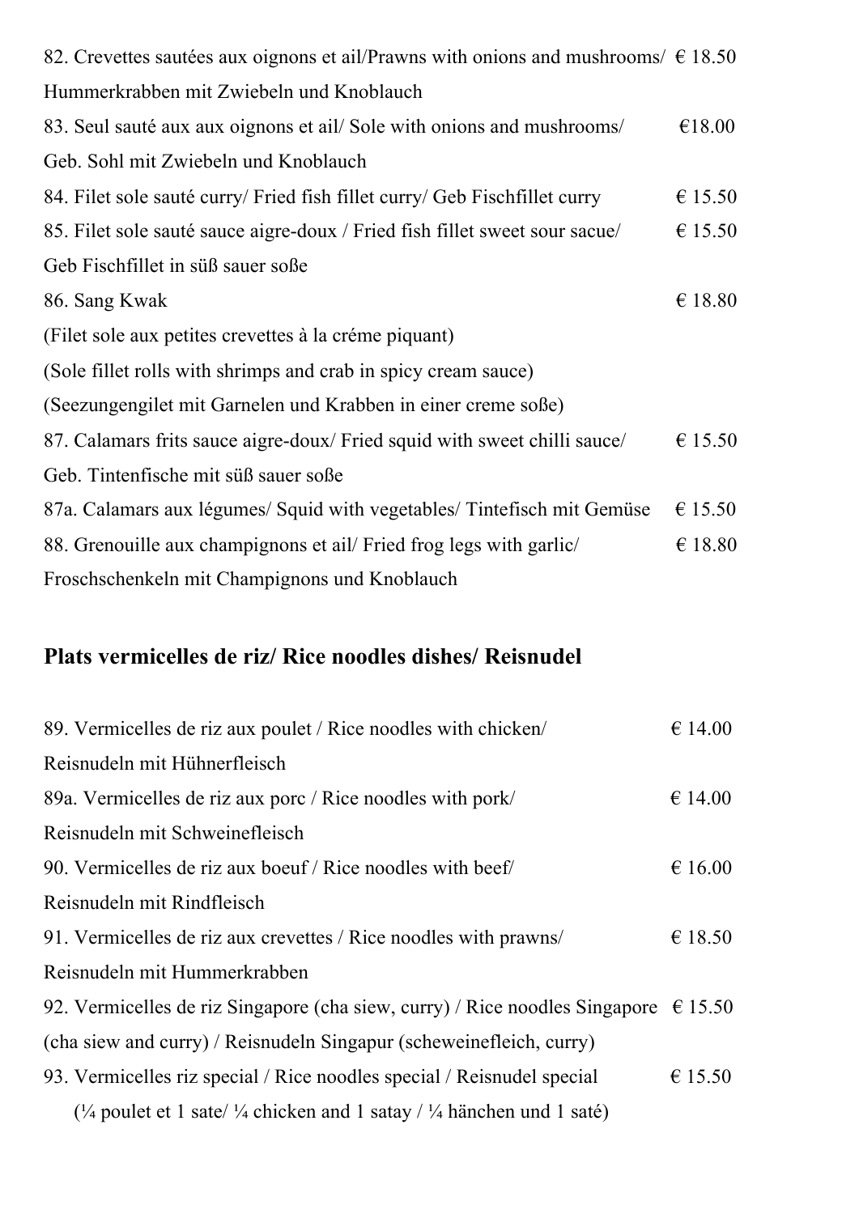82. Crevettes sautées aux oignons et ail/Prawns with onions and mushrooms/ € 18.50
Hummerkrabben mit Zwiebeln und Knoblauch

83. Seul sauté aux aux oignons et ail/ Sole with onions and mushrooms/ €18.00
Geb. Sohl mit Zwiebeln und Knoblauch

84. Filet sole sauté curry/ Fried fish fillet curry/ Geb Fischfillet curry € 15.50

85. Filet sole sauté sauce aigre-doux / Fried fish fillet sweet sour sacue/ € 15.50
Geb Fischfillet in süß sauer soße

86. Sang Kwak € 18.80
(Filet sole aux petites crevettes à la créme piquant)
(Sole fillet rolls with shrimps and crab in spicy cream sauce)
(Seezungengilet mit Garnelen und Krabben in einer creme soße)

87. Calamars frits sauce aigre-doux/ Fried squid with sweet chilli sauce/ € 15.50
Geb. Tintenfische mit süß sauer soße

87a. Calamars aux légumes/ Squid with vegetables/ Tintefisch mit Gemüse € 15.50

88. Grenouille aux champignons et ail/ Fried frog legs with garlic/ € 18.80
Froschschenkeln mit Champignons und Knoblauch

## Plats vermicelles de riz/ Rice noodles dishes/ Reisnudel

89. Vermicelles de riz aux poulet / Rice noodles with chicken/ € 14.00
Reisnudeln mit Hühnerfleisch

89a. Vermicelles de riz aux porc / Rice noodles with pork/ € 14.00
Reisnudeln mit Schweinefleisch

90. Vermicelles de riz aux boeuf / Rice noodles with beef/ € 16.00
Reisnudeln mit Rindfleisch

91. Vermicelles de riz aux crevettes / Rice noodles with prawns/ € 18.50
Reisnudeln mit Hummerkrabben

92. Vermicelles de riz Singapore (cha siew, curry) / Rice noodles Singapore € 15.50
(cha siew and curry) / Reisnudeln Singapur (scheweinefleich, curry)

93. Vermicelles riz special / Rice noodles special / Reisnudel special € 15.50
(¼ poulet et 1 sate/ ¼ chicken and 1 satay / ¼ hänchen und 1 saté)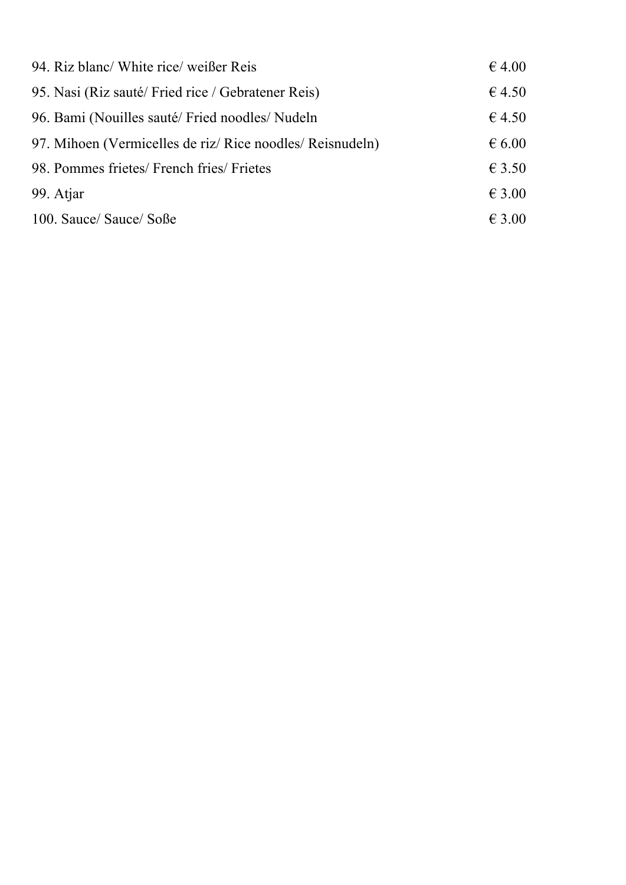| | |
|---|---|
| 94. Riz blanc/ White rice/ weißer Reis | € 4.00 |
| 95. Nasi (Riz sauté/ Fried rice / Gebratener Reis) | € 4.50 |
| 96. Bami (Nouilles sauté/ Fried noodles/ Nudeln | € 4.50 |
| 97. Mihoen (Vermicelles de riz/ Rice noodles/ Reisnudeln) | € 6.00 |
| 98. Pommes frietes/ French fries/ Frietes | € 3.50 |
| 99. Atjar | € 3.00 |
| 100. Sauce/ Sauce/ Soße | € 3.00 |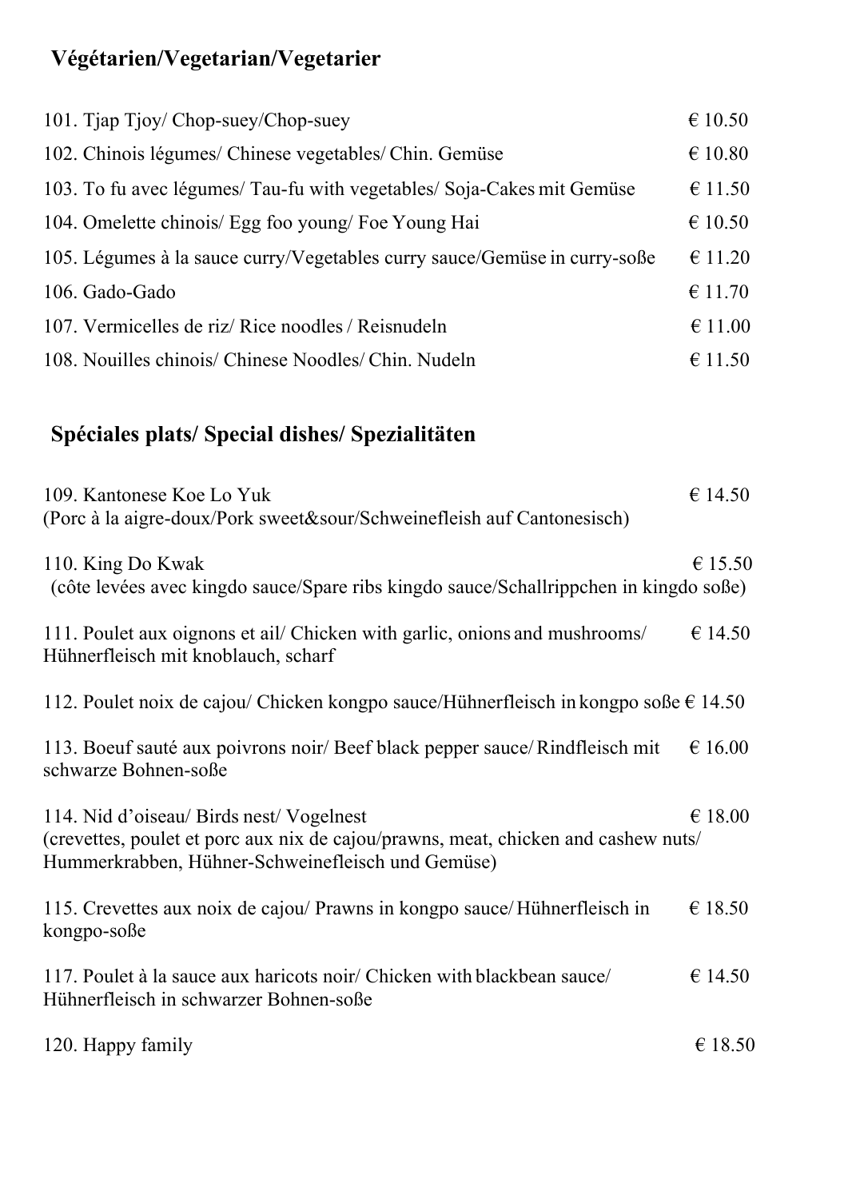## Végétarien/Vegetarian/Vegetarier

| | |
|---|---|
| 101. Tjap Tjoy/ Chop-suey/Chop-suey | € 10.50 |
| 102. Chinois légumes/ Chinese vegetables/ Chin. Gemüse | € 10.80 |
| 103. To fu avec légumes/ Tau-fu with vegetables/ Soja-Cakes mit Gemüse | € 11.50 |
| 104. Omelette chinois/ Egg foo young/ Foe Young Hai | € 10.50 |
| 105. Légumes à la sauce curry/Vegetables curry sauce/Gemüse in curry-soße | € 11.20 |
| 106. Gado-Gado | € 11.70 |
| 107. Vermicelles de riz/ Rice noodles / Reisnudeln | € 11.00 |
| 108. Nouilles chinois/ Chinese Noodles/ Chin. Nudeln | € 11.50 |

## Spéciales plats/ Special dishes/ Spezialitäten

109. Kantonese Koe Lo Yuk — € 14.50
(Porc à la aigre-doux/Pork sweet&sour/Schweinefleish auf Cantonesisch)

110. King Do Kwak — € 15.50
(côte levées avec kingdo sauce/Spare ribs kingdo sauce/Schallrippchen in kingdo soße)

111. Poulet aux oignons et ail/ Chicken with garlic, onions and mushrooms/ Hühnerfleisch mit knoblauch, scharf — € 14.50

112. Poulet noix de cajou/ Chicken kongpo sauce/Hühnerfleisch in kongpo soße € 14.50

113. Boeuf sauté aux poivrons noir/ Beef black pepper sauce/ Rindfleisch mit schwarze Bohnen-soße — € 16.00

114. Nid d'oiseau/ Birds nest/ Vogelnest — € 18.00
(crevettes, poulet et porc aux nix de cajou/prawns, meat, chicken and cashew nuts/ Hummerkrabben, Hühner-Schweinefleisch und Gemüse)

115. Crevettes aux noix de cajou/ Prawns in kongpo sauce/ Hühnerfleisch in kongpo-soße — € 18.50

117. Poulet à la sauce aux haricots noir/ Chicken with blackbean sauce/ Hühnerfleisch in schwarzer Bohnen-soße — € 14.50

120. Happy family — € 18.50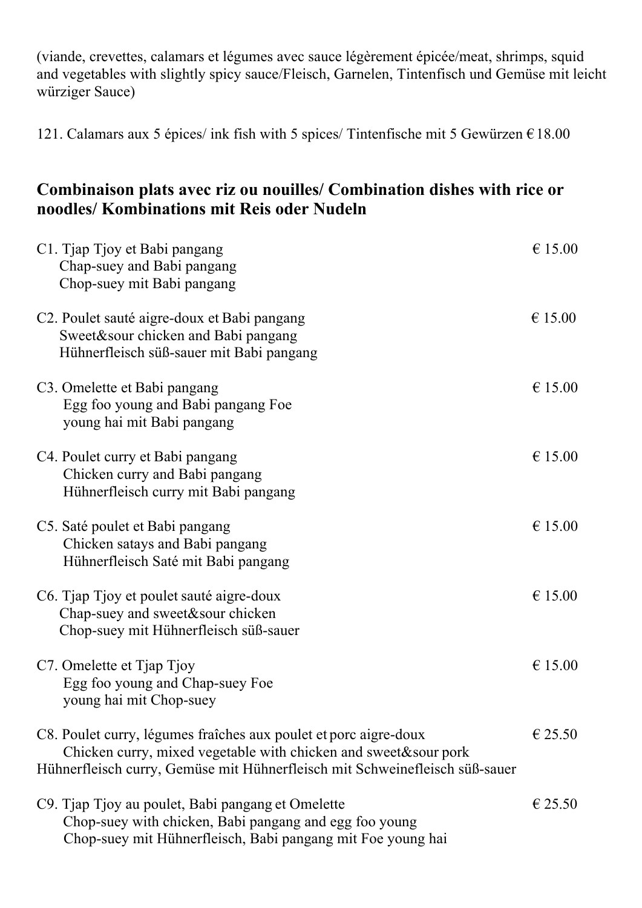(viande, crevettes, calamars et légumes avec sauce légèrement épicée/meat, shrimps, squid and vegetables with slightly spicy sauce/Fleisch, Garnelen, Tintenfisch und Gemüse mit leicht würziger Sauce)

121. Calamars aux 5 épices/ ink fish with 5 spices/ Tintenfische mit 5 Gewürzen € 18.00

## Combinaison plats avec riz ou nouilles/ Combination dishes with rice or noodles/ Kombinations mit Reis oder Nudeln

C1. Tjap Tjoy et Babi pangang — € 15.00
Chap-suey and Babi pangang
Chop-suey mit Babi pangang

C2. Poulet sauté aigre-doux et Babi pangang — € 15.00
Sweet&sour chicken and Babi pangang
Hühnerfleisch süß-sauer mit Babi pangang

C3. Omelette et Babi pangang — € 15.00
Egg foo young and Babi pangang Foe young hai mit Babi pangang

C4. Poulet curry et Babi pangang — € 15.00
Chicken curry and Babi pangang
Hühnerfleisch curry mit Babi pangang

C5. Saté poulet et Babi pangang — € 15.00
Chicken satays and Babi pangang
Hühnerfleisch Saté mit Babi pangang

C6. Tjap Tjoy et poulet sauté aigre-doux — € 15.00
Chap-suey and sweet&sour chicken
Chop-suey mit Hühnerfleisch süß-sauer

C7. Omelette et Tjap Tjoy — € 15.00
Egg foo young and Chap-suey Foe young hai mit Chop-suey

C8. Poulet curry, légumes fraîches aux poulet et porc aigre-doux — € 25.50
Chicken curry, mixed vegetable with chicken and sweet&sour pork
Hühnerfleisch curry, Gemüse mit Hühnerfleisch mit Schweinefleisch süß-sauer

C9. Tjap Tjoy au poulet, Babi pangang et Omelette — € 25.50
Chop-suey with chicken, Babi pangang and egg foo young
Chop-suey mit Hühnerfleisch, Babi pangang mit Foe young hai